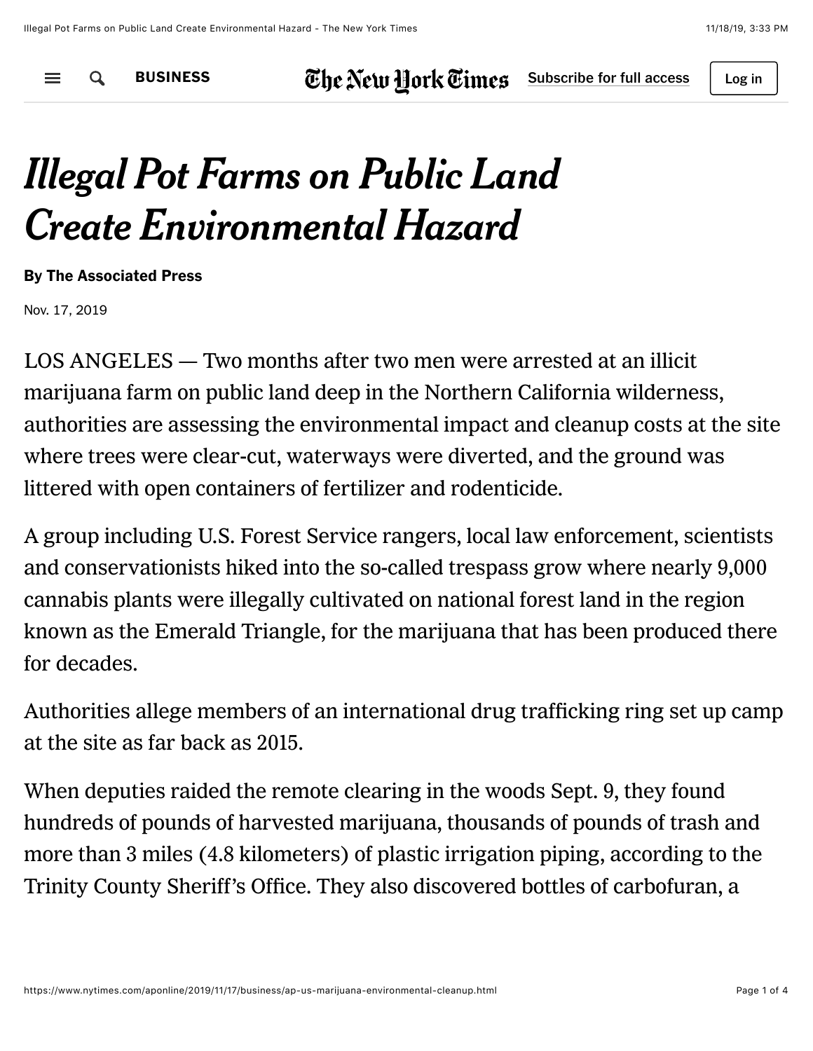# *Illegal Pot Farms on Public Land Create Environmental Hazard*

**By The Associated Press**

Nov. 17, 2019

LOS ANGELES — Two months after two men were arrested at an illicit marijuana farm on public land deep in the Northern California wilderness, authorities are assessing the environmental impact and cleanup costs at the site where trees were clear-cut, waterways were diverted, and the ground was littered with open containers of fertilizer and rodenticide.

A group including U.S. Forest Service rangers, local law enforcement, scientists and conservationists hiked into the so-called trespass grow where nearly 9,000 cannabis plants were illegally cultivated on national forest land in the region known as the Emerald Triangle, for the marijuana that has been produced there for decades.

Authorities allege members of an international drug trafficking ring set up camp at the site as far back as 2015.

When deputies raided the remote clearing in the woods Sept. 9, they found hundreds of pounds of harvested marijuana, thousands of pounds of trash and more than 3 miles (4.8 kilometers) of plastic irrigation piping, according to the Trinity County Sheriff's Office. They also discovered bottles of carbofuran, a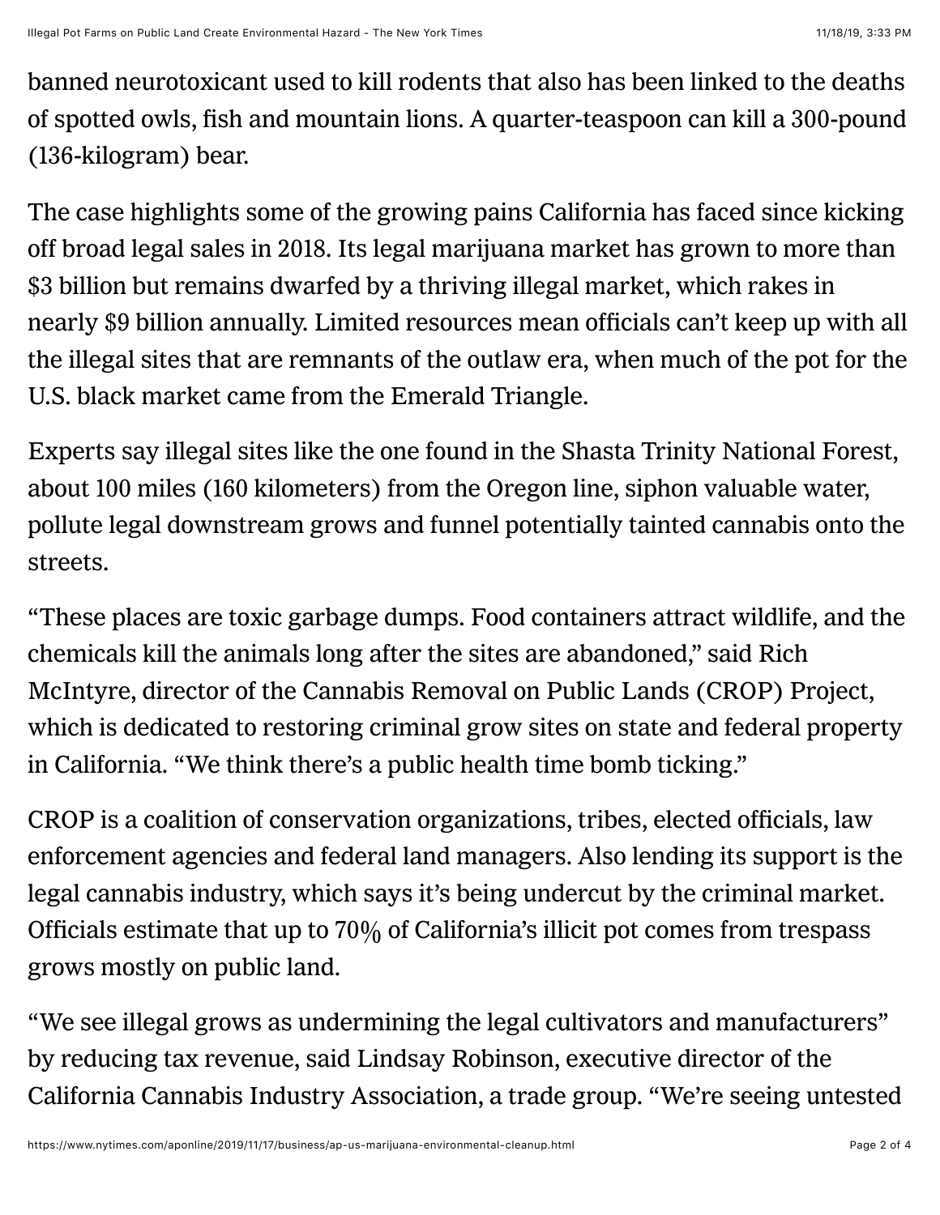banned neurotoxicant used to kill rodents that also has been linked to the deaths of spotted owls, fish and mountain lions. A quarter-teaspoon can kill a 300-pound (136-kilogram) bear.

The case highlights some of the growing pains California has faced since kicking off broad legal sales in 2018. Its legal marijuana market has grown to more than $3 billion but remains dwarfed by a thriving illegal market, which rakes in nearly $9 billion annually. Limited resources mean officials can't keep up with all the illegal sites that are remnants of the outlaw era, when much of the pot for the U.S. black market came from the Emerald Triangle.

Experts say illegal sites like the one found in the Shasta Trinity National Forest, about 100 miles (160 kilometers) from the Oregon line, siphon valuable water, pollute legal downstream grows and funnel potentially tainted cannabis onto the streets.

"These places are toxic garbage dumps. Food containers attract wildlife, and the chemicals kill the animals long after the sites are abandoned," said Rich McIntyre, director of the Cannabis Removal on Public Lands (CROP) Project, which is dedicated to restoring criminal grow sites on state and federal property in California. "We think there's a public health time bomb ticking."

CROP is a coalition of conservation organizations, tribes, elected officials, law enforcement agencies and federal land managers. Also lending its support is the legal cannabis industry, which says it's being undercut by the criminal market. Officials estimate that up to 70% of California's illicit pot comes from trespass grows mostly on public land.

"We see illegal grows as undermining the legal cultivators and manufacturers" by reducing tax revenue, said Lindsay Robinson, executive director of the California Cannabis Industry Association, a trade group. "We're seeing untested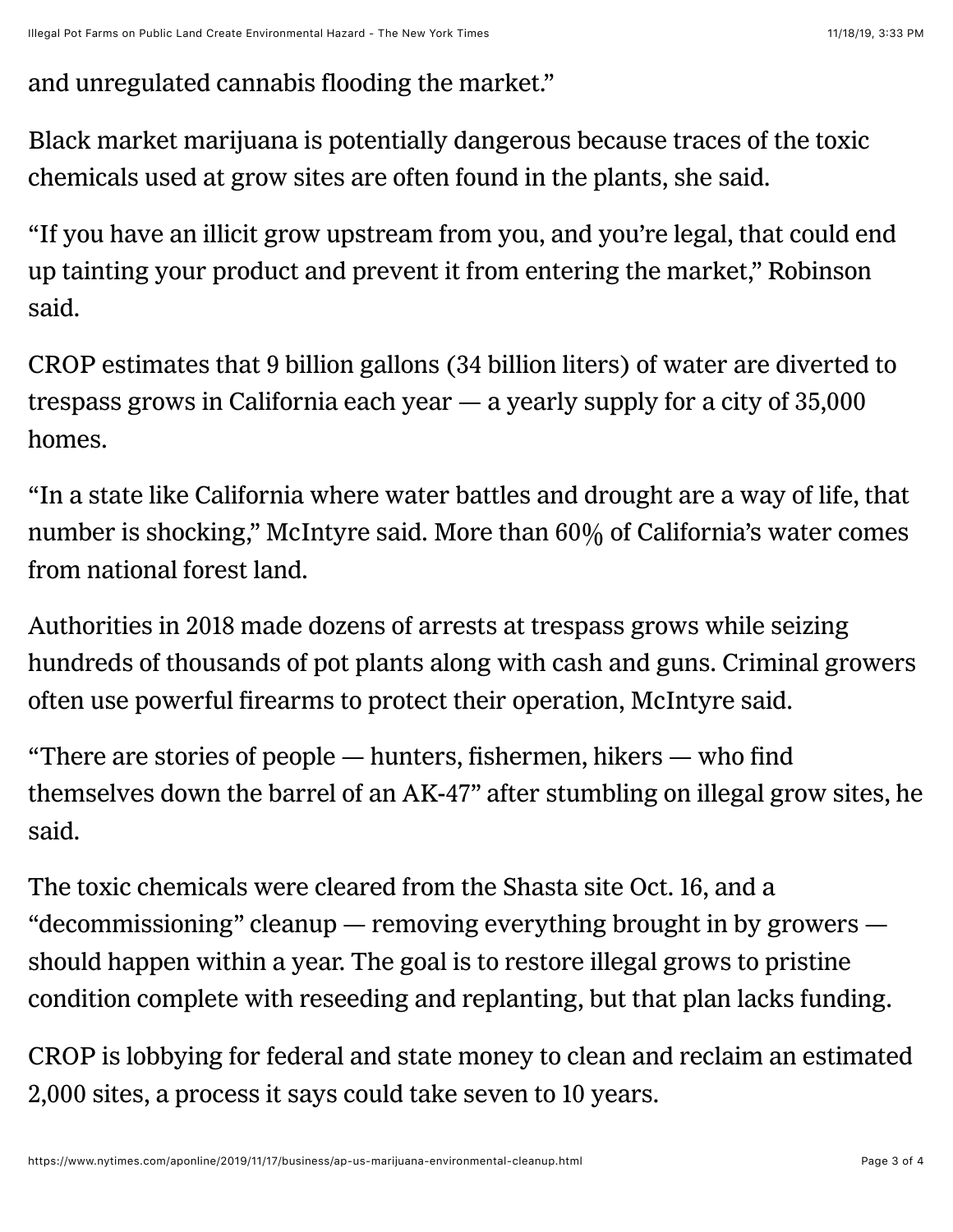and unregulated cannabis flooding the market."

Black market marijuana is potentially dangerous because traces of the toxic chemicals used at grow sites are often found in the plants, she said.

"If you have an illicit grow upstream from you, and you're legal, that could end up tainting your product and prevent it from entering the market," Robinson said.

CROP estimates that 9 billion gallons (34 billion liters) of water are diverted to trespass grows in California each year — a yearly supply for a city of 35,000 homes.

"In a state like California where water battles and drought are a way of life, that number is shocking," McIntyre said. More than 60% of California's water comes from national forest land.

Authorities in 2018 made dozens of arrests at trespass grows while seizing hundreds of thousands of pot plants along with cash and guns. Criminal growers often use powerful firearms to protect their operation, McIntyre said.

"There are stories of people — hunters, fishermen, hikers — who find themselves down the barrel of an AK-47" after stumbling on illegal grow sites, he said.

The toxic chemicals were cleared from the Shasta site Oct. 16, and a "decommissioning" cleanup — removing everything brought in by growers — should happen within a year. The goal is to restore illegal grows to pristine condition complete with reseeding and replanting, but that plan lacks funding.

CROP is lobbying for federal and state money to clean and reclaim an estimated 2,000 sites, a process it says could take seven to 10 years.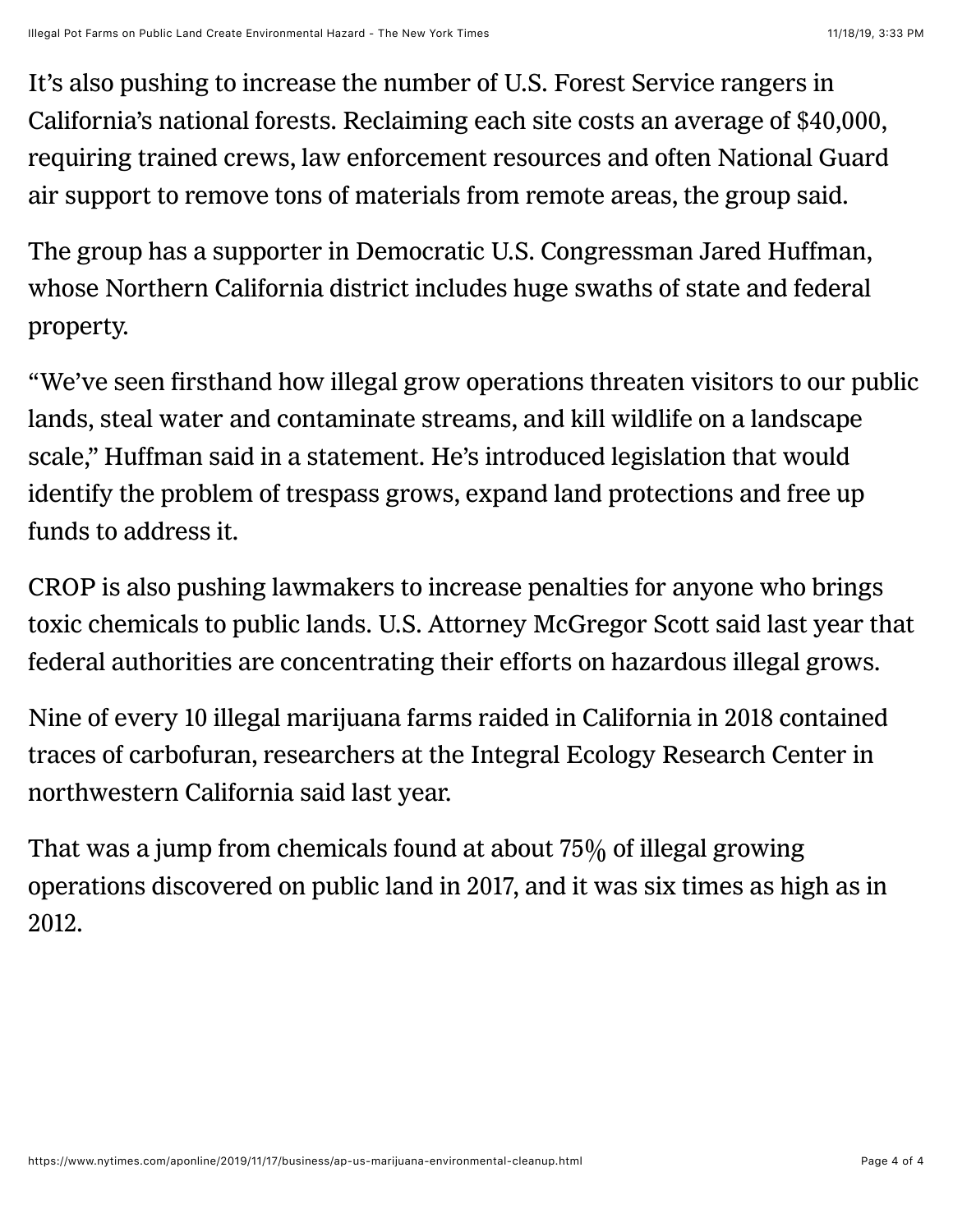It's also pushing to increase the number of U.S. Forest Service rangers in California's national forests. Reclaiming each site costs an average of $40,000, requiring trained crews, law enforcement resources and often National Guard air support to remove tons of materials from remote areas, the group said.

The group has a supporter in Democratic U.S. Congressman Jared Huffman, whose Northern California district includes huge swaths of state and federal property.

"We've seen firsthand how illegal grow operations threaten visitors to our public lands, steal water and contaminate streams, and kill wildlife on a landscape scale," Huffman said in a statement. He's introduced legislation that would identify the problem of trespass grows, expand land protections and free up funds to address it.

CROP is also pushing lawmakers to increase penalties for anyone who brings toxic chemicals to public lands. U.S. Attorney McGregor Scott said last year that federal authorities are concentrating their efforts on hazardous illegal grows.

Nine of every 10 illegal marijuana farms raided in California in 2018 contained traces of carbofuran, researchers at the Integral Ecology Research Center in northwestern California said last year.

That was a jump from chemicals found at about 75% of illegal growing operations discovered on public land in 2017, and it was six times as high as in 2012.